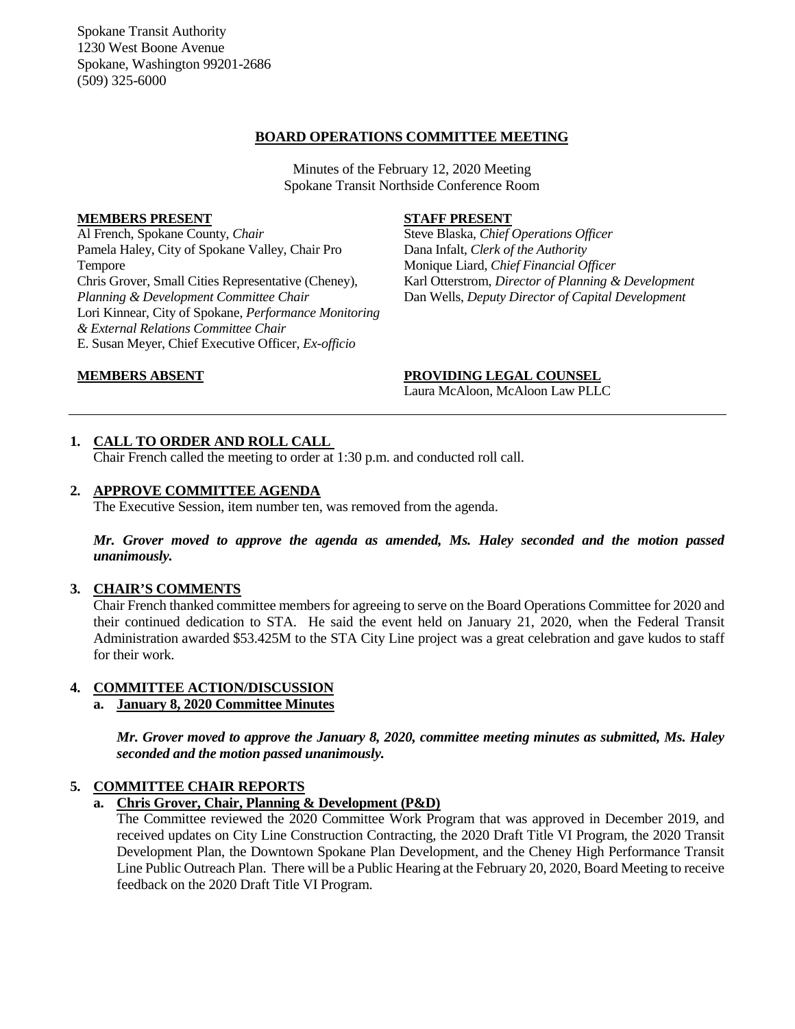Spokane Transit Authority
1230 West Boone Avenue
Spokane, Washington 99201-2686
(509) 325-6000

# BOARD OPERATIONS COMMITTEE MEETING

Minutes of the February 12, 2020 Meeting
Spokane Transit Northside Conference Room

**MEMBERS PRESENT**

Al French, Spokane County, *Chair*
Pamela Haley, City of Spokane Valley, Chair Pro Tempore
Chris Grover, Small Cities Representative (Cheney), *Planning & Development Committee Chair*
Lori Kinnear, City of Spokane, *Performance Monitoring & External Relations Committee Chair*
E. Susan Meyer, Chief Executive Officer, *Ex-officio*

**STAFF PRESENT**

Steve Blaska, *Chief Operations Officer*
Dana Infalt, *Clerk of the Authority*
Monique Liard, *Chief Financial Officer*
Karl Otterstrom, *Director of Planning & Development*
Dan Wells, *Deputy Director of Capital Development*

**MEMBERS ABSENT**

**PROVIDING LEGAL COUNSEL**

Laura McAloon, McAloon Law PLLC

---

## 1. CALL TO ORDER AND ROLL CALL

Chair French called the meeting to order at 1:30 p.m. and conducted roll call.

## 2. APPROVE COMMITTEE AGENDA

The Executive Session, item number ten, was removed from the agenda.

***Mr. Grover moved to approve the agenda as amended, Ms. Haley seconded and the motion passed unanimously.***

## 3. CHAIR'S COMMENTS

Chair French thanked committee members for agreeing to serve on the Board Operations Committee for 2020 and their continued dedication to STA. He said the event held on January 21, 2020, when the Federal Transit Administration awarded $53.425M to the STA City Line project was a great celebration and gave kudos to staff for their work.

## 4. COMMITTEE ACTION/DISCUSSION

### a. January 8, 2020 Committee Minutes

***Mr. Grover moved to approve the January 8, 2020, committee meeting minutes as submitted, Ms. Haley seconded and the motion passed unanimously.***

## 5. COMMITTEE CHAIR REPORTS

### a. Chris Grover, Chair, Planning & Development (P&D)

The Committee reviewed the 2020 Committee Work Program that was approved in December 2019, and received updates on City Line Construction Contracting, the 2020 Draft Title VI Program, the 2020 Transit Development Plan, the Downtown Spokane Plan Development, and the Cheney High Performance Transit Line Public Outreach Plan. There will be a Public Hearing at the February 20, 2020, Board Meeting to receive feedback on the 2020 Draft Title VI Program.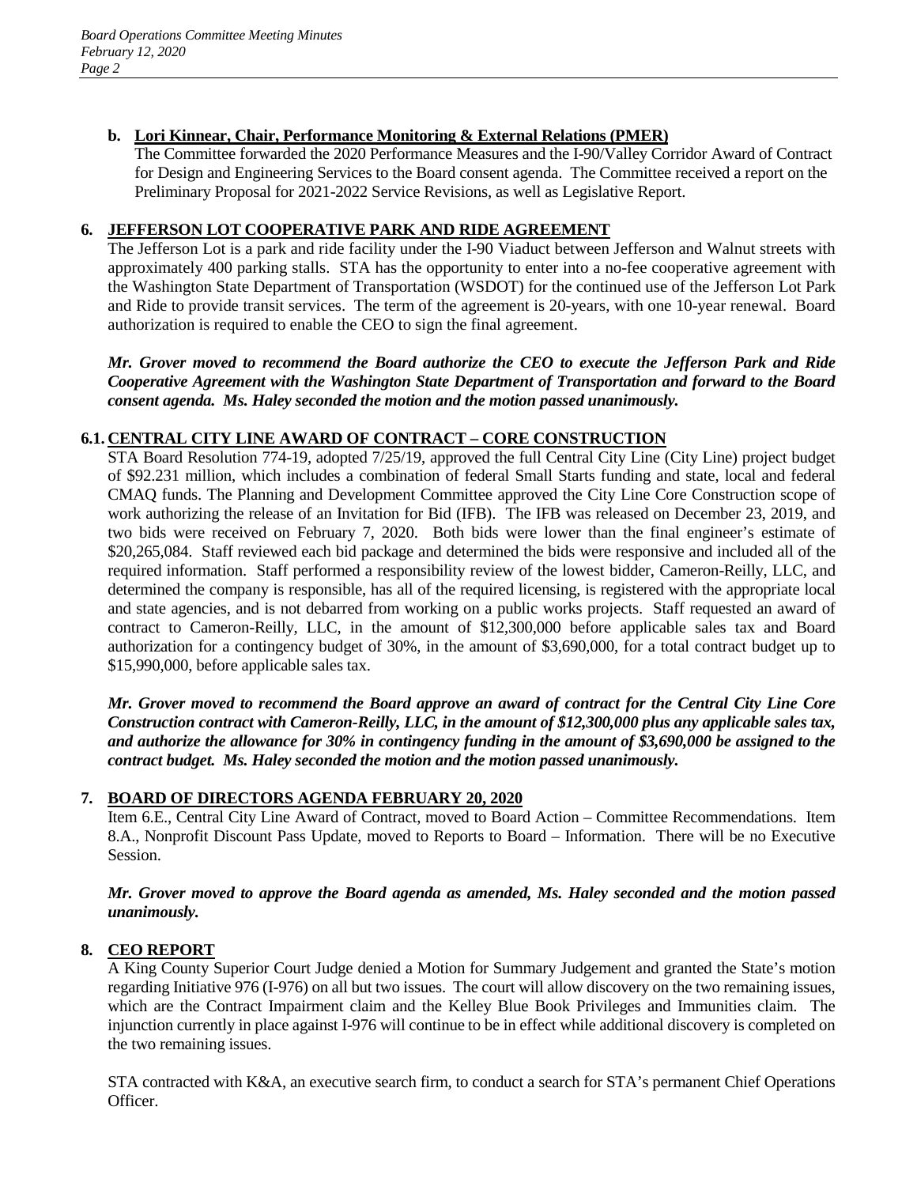**b. Lori Kinnear, Chair, Performance Monitoring & External Relations (PMER)**

The Committee forwarded the 2020 Performance Measures and the I-90/Valley Corridor Award of Contract for Design and Engineering Services to the Board consent agenda. The Committee received a report on the Preliminary Proposal for 2021-2022 Service Revisions, as well as Legislative Report.

## 6. JEFFERSON LOT COOPERATIVE PARK AND RIDE AGREEMENT

The Jefferson Lot is a park and ride facility under the I-90 Viaduct between Jefferson and Walnut streets with approximately 400 parking stalls. STA has the opportunity to enter into a no-fee cooperative agreement with the Washington State Department of Transportation (WSDOT) for the continued use of the Jefferson Lot Park and Ride to provide transit services. The term of the agreement is 20-years, with one 10-year renewal. Board authorization is required to enable the CEO to sign the final agreement.

***Mr. Grover moved to recommend the Board authorize the CEO to execute the Jefferson Park and Ride Cooperative Agreement with the Washington State Department of Transportation and forward to the Board consent agenda. Ms. Haley seconded the motion and the motion passed unanimously.***

## 6.1. CENTRAL CITY LINE AWARD OF CONTRACT – CORE CONSTRUCTION

STA Board Resolution 774-19, adopted 7/25/19, approved the full Central City Line (City Line) project budget of $92.231 million, which includes a combination of federal Small Starts funding and state, local and federal CMAQ funds. The Planning and Development Committee approved the City Line Core Construction scope of work authorizing the release of an Invitation for Bid (IFB). The IFB was released on December 23, 2019, and two bids were received on February 7, 2020. Both bids were lower than the final engineer's estimate of $20,265,084. Staff reviewed each bid package and determined the bids were responsive and included all of the required information. Staff performed a responsibility review of the lowest bidder, Cameron-Reilly, LLC, and determined the company is responsible, has all of the required licensing, is registered with the appropriate local and state agencies, and is not debarred from working on a public works projects. Staff requested an award of contract to Cameron-Reilly, LLC, in the amount of $12,300,000 before applicable sales tax and Board authorization for a contingency budget of 30%, in the amount of $3,690,000, for a total contract budget up to $15,990,000, before applicable sales tax.

***Mr. Grover moved to recommend the Board approve an award of contract for the Central City Line Core Construction contract with Cameron-Reilly, LLC, in the amount of $12,300,000 plus any applicable sales tax, and authorize the allowance for 30% in contingency funding in the amount of $3,690,000 be assigned to the contract budget. Ms. Haley seconded the motion and the motion passed unanimously.***

## 7. BOARD OF DIRECTORS AGENDA FEBRUARY 20, 2020

Item 6.E., Central City Line Award of Contract, moved to Board Action – Committee Recommendations. Item 8.A., Nonprofit Discount Pass Update, moved to Reports to Board – Information. There will be no Executive Session.

***Mr. Grover moved to approve the Board agenda as amended, Ms. Haley seconded and the motion passed unanimously.***

## 8. CEO REPORT

A King County Superior Court Judge denied a Motion for Summary Judgement and granted the State's motion regarding Initiative 976 (I-976) on all but two issues. The court will allow discovery on the two remaining issues, which are the Contract Impairment claim and the Kelley Blue Book Privileges and Immunities claim. The injunction currently in place against I-976 will continue to be in effect while additional discovery is completed on the two remaining issues.

STA contracted with K&A, an executive search firm, to conduct a search for STA's permanent Chief Operations Officer.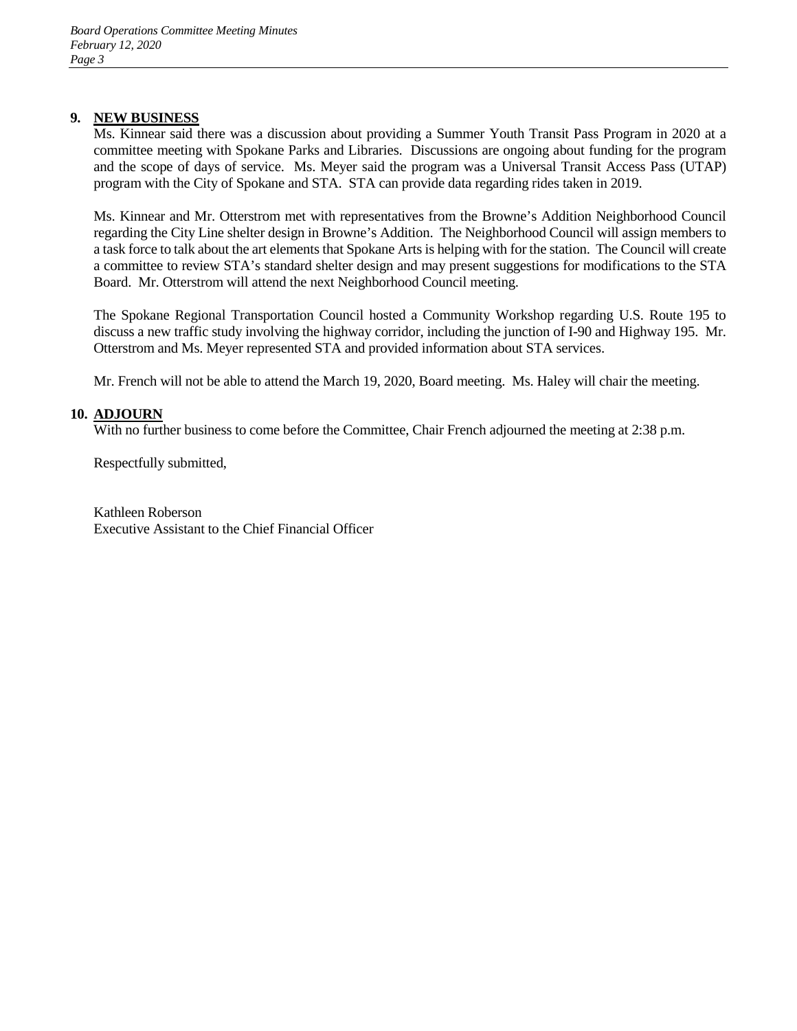## 9. NEW BUSINESS

Ms. Kinnear said there was a discussion about providing a Summer Youth Transit Pass Program in 2020 at a committee meeting with Spokane Parks and Libraries. Discussions are ongoing about funding for the program and the scope of days of service. Ms. Meyer said the program was a Universal Transit Access Pass (UTAP) program with the City of Spokane and STA. STA can provide data regarding rides taken in 2019.

Ms. Kinnear and Mr. Otterstrom met with representatives from the Browne's Addition Neighborhood Council regarding the City Line shelter design in Browne's Addition. The Neighborhood Council will assign members to a task force to talk about the art elements that Spokane Arts is helping with for the station. The Council will create a committee to review STA's standard shelter design and may present suggestions for modifications to the STA Board. Mr. Otterstrom will attend the next Neighborhood Council meeting.

The Spokane Regional Transportation Council hosted a Community Workshop regarding U.S. Route 195 to discuss a new traffic study involving the highway corridor, including the junction of I-90 and Highway 195. Mr. Otterstrom and Ms. Meyer represented STA and provided information about STA services.

Mr. French will not be able to attend the March 19, 2020, Board meeting. Ms. Haley will chair the meeting.

## 10. ADJOURN

With no further business to come before the Committee, Chair French adjourned the meeting at 2:38 p.m.

Respectfully submitted,

Kathleen Roberson
Executive Assistant to the Chief Financial Officer